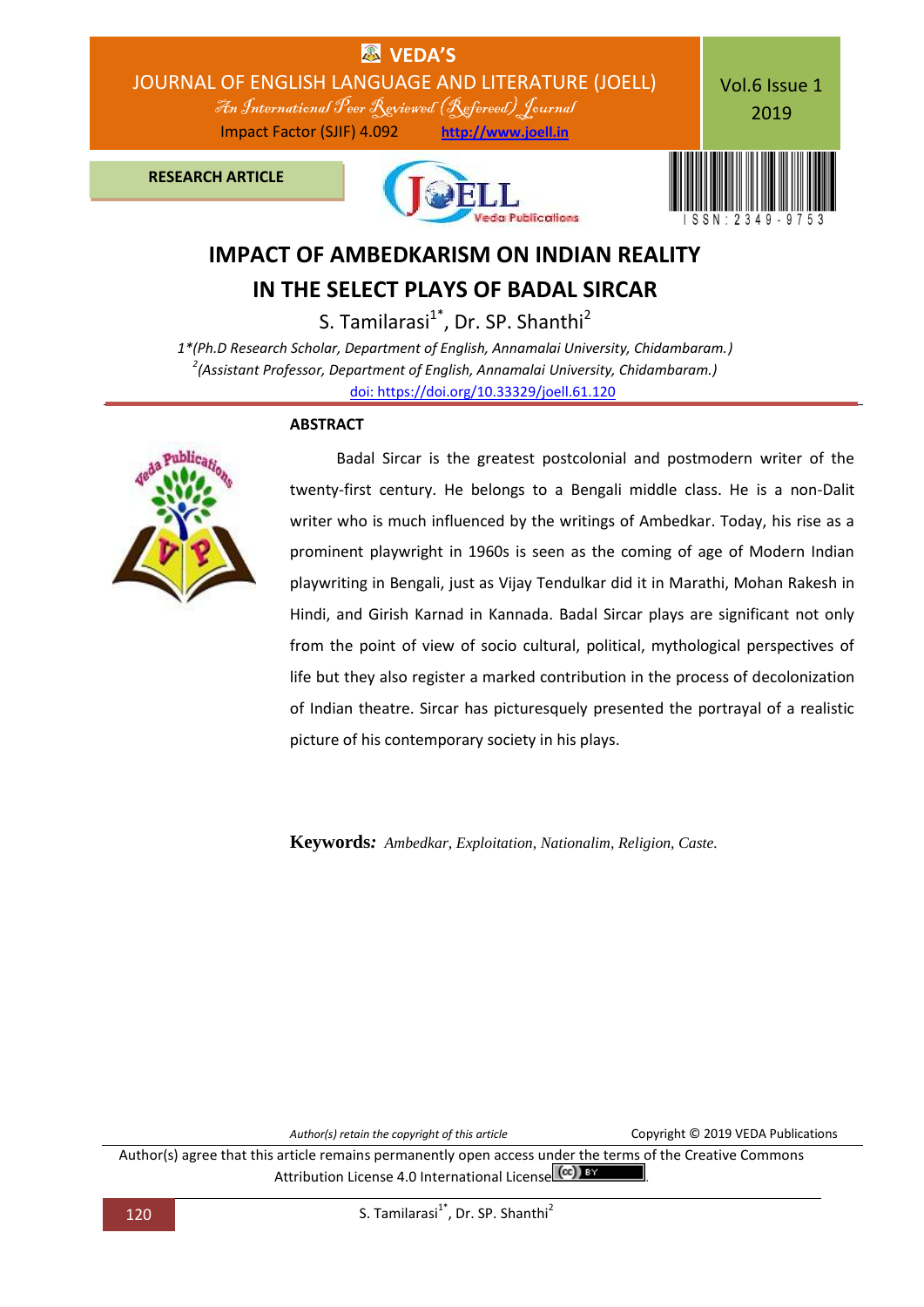RESEARCH ARTICLE

# IMPACT OF AMBEDKARISM ON INDIAN REALITY IN THE SELECT PLAYS OF BADAL SIRCAR

S. Tamilarasi[1*], Dr. SP. Shanthi[2]

1*(Ph.D Research Scholar, Department of English, Annamalai University, Chidambaram.)
[2](Assistant Professor, Department of English, Annamalai University, Chidambaram.)

doi: https://doi.org/10.33329/joell.61.120

## ABSTRACT

Badal Sircar is the greatest postcolonial and postmodern writer of the twenty-first century. He belongs to a Bengali middle class. He is a non-Dalit writer who is much influenced by the writings of Ambedkar. Today, his rise as a prominent playwright in 1960s is seen as the coming of age of Modern Indian playwriting in Bengali, just as Vijay Tendulkar did it in Marathi, Mohan Rakesh in Hindi, and Girish Karnad in Kannada. Badal Sircar plays are significant not only from the point of view of socio cultural, political, mythological perspectives of life but they also register a marked contribution in the process of decolonization of Indian theatre. Sircar has picturesquely presented the portrayal of a realistic picture of his contemporary society in his plays.

**Keywords:** *Ambedkar, Exploitation, Nationalim, Religion, Caste.*

*Author(s) retain the copyright of this article* Copyright © 2019 VEDA Publications

Author(s) agree that this article remains permanently open access under the terms of the Creative Commons Attribution License 4.0 International License.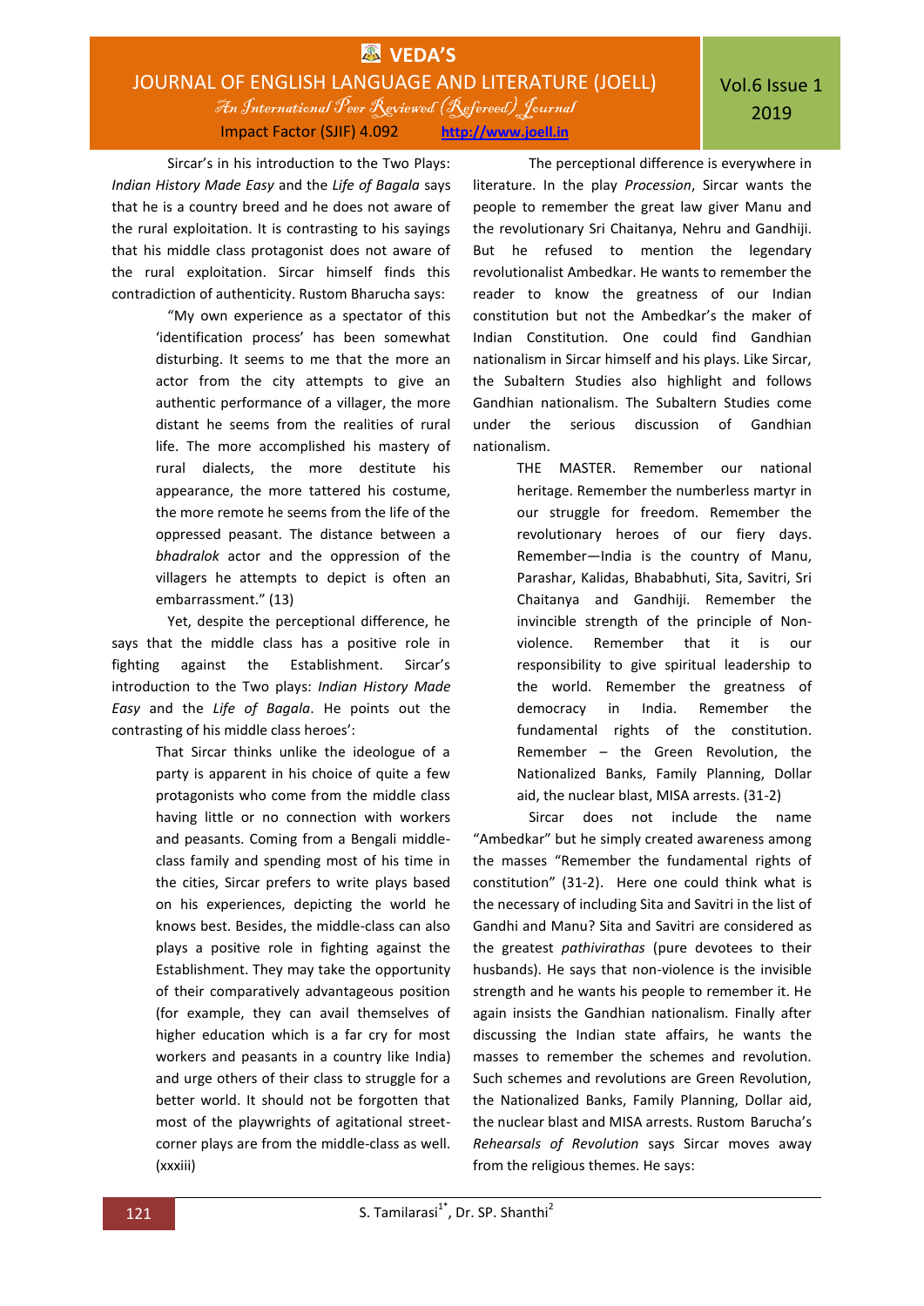Sircar's in his introduction to the Two Plays: *Indian History Made Easy* and the *Life of Bagala* says that he is a country breed and he does not aware of the rural exploitation. It is contrasting to his sayings that his middle class protagonist does not aware of the rural exploitation. Sircar himself finds this contradiction of authenticity. Rustom Bharucha says:

> "My own experience as a spectator of this 'identification process' has been somewhat disturbing. It seems to me that the more an actor from the city attempts to give an authentic performance of a villager, the more distant he seems from the realities of rural life. The more accomplished his mastery of rural dialects, the more destitute his appearance, the more tattered his costume, the more remote he seems from the life of the oppressed peasant. The distance between a *bhadralok* actor and the oppression of the villagers he attempts to depict is often an embarrassment." (13)

Yet, despite the perceptional difference, he says that the middle class has a positive role in fighting against the Establishment. Sircar's introduction to the Two plays: *Indian History Made Easy* and the *Life of Bagala*. He points out the contrasting of his middle class heroes':

> That Sircar thinks unlike the ideologue of a party is apparent in his choice of quite a few protagonists who come from the middle class having little or no connection with workers and peasants. Coming from a Bengali middle-class family and spending most of his time in the cities, Sircar prefers to write plays based on his experiences, depicting the world he knows best. Besides, the middle-class can also plays a positive role in fighting against the Establishment. They may take the opportunity of their comparatively advantageous position (for example, they can avail themselves of higher education which is a far cry for most workers and peasants in a country like India) and urge others of their class to struggle for a better world. It should not be forgotten that most of the playwrights of agitational street-corner plays are from the middle-class as well. (xxxiii)

The perceptional difference is everywhere in literature. In the play *Procession*, Sircar wants the people to remember the great law giver Manu and the revolutionary Sri Chaitanya, Nehru and Gandhiji. But he refused to mention the legendary revolutionalist Ambedkar. He wants to remember the reader to know the greatness of our Indian constitution but not the Ambedkar's the maker of Indian Constitution. One could find Gandhian nationalism in Sircar himself and his plays. Like Sircar, the Subaltern Studies also highlight and follows Gandhian nationalism. The Subaltern Studies come under the serious discussion of Gandhian nationalism.

> THE MASTER. Remember our national heritage. Remember the numberless martyr in our struggle for freedom. Remember the revolutionary heroes of our fiery days. Remember—India is the country of Manu, Parashar, Kalidas, Bhababhuti, Sita, Savitri, Sri Chaitanya and Gandhiji. Remember the invincible strength of the principle of Non-violence. Remember that it is our responsibility to give spiritual leadership to the world. Remember the greatness of democracy in India. Remember the fundamental rights of the constitution. Remember – the Green Revolution, the Nationalized Banks, Family Planning, Dollar aid, the nuclear blast, MISA arrests. (31-2)

Sircar does not include the name "Ambedkar" but he simply created awareness among the masses "Remember the fundamental rights of constitution" (31-2). Here one could think what is the necessary of including Sita and Savitri in the list of Gandhi and Manu? Sita and Savitri are considered as the greatest *pathivirathas* (pure devotees to their husbands). He says that non-violence is the invisible strength and he wants his people to remember it. He again insists the Gandhian nationalism. Finally after discussing the Indian state affairs, he wants the masses to remember the schemes and revolution. Such schemes and revolutions are Green Revolution, the Nationalized Banks, Family Planning, Dollar aid, the nuclear blast and MISA arrests. Rustom Barucha's *Rehearsals of Revolution* says Sircar moves away from the religious themes. He says: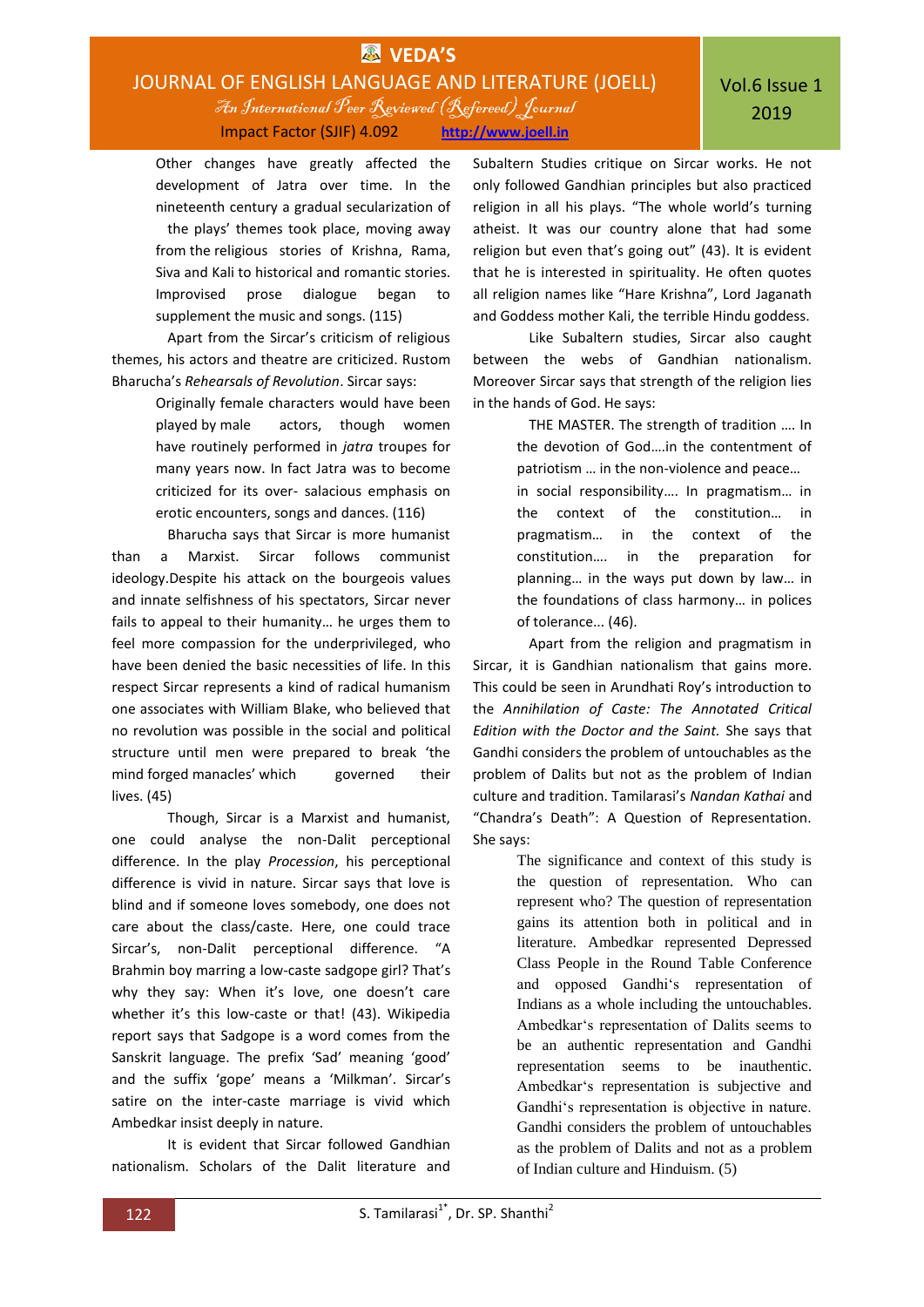> Other changes have greatly affected the development of Jatra over time. In the nineteenth century a gradual secularization of the plays' themes took place, moving away from the religious stories of Krishna, Rama, Siva and Kali to historical and romantic stories. Improvised prose dialogue began to supplement the music and songs. (115)

Apart from the Sircar's criticism of religious themes, his actors and theatre are criticized. Rustom Bharucha's *Rehearsals of Revolution*. Sircar says:

> Originally female characters would have been played by male actors, though women have routinely performed in *jatra* troupes for many years now. In fact Jatra was to become criticized for its over- salacious emphasis on erotic encounters, songs and dances. (116)

Bharucha says that Sircar is more humanist than a Marxist. Sircar follows communist ideology.Despite his attack on the bourgeois values and innate selfishness of his spectators, Sircar never fails to appeal to their humanity… he urges them to feel more compassion for the underprivileged, who have been denied the basic necessities of life. In this respect Sircar represents a kind of radical humanism one associates with William Blake, who believed that no revolution was possible in the social and political structure until men were prepared to break 'the mind forged manacles' which governed their lives. (45)

Though, Sircar is a Marxist and humanist, one could analyse the non-Dalit perceptional difference. In the play *Procession*, his perceptional difference is vivid in nature. Sircar says that love is blind and if someone loves somebody, one does not care about the class/caste. Here, one could trace Sircar's, non-Dalit perceptional difference. "A Brahmin boy marring a low-caste sadgope girl? That's why they say: When it's love, one doesn't care whether it's this low-caste or that! (43). Wikipedia report says that Sadgope is a word comes from the Sanskrit language. The prefix 'Sad' meaning 'good' and the suffix 'gope' means a 'Milkman'. Sircar's satire on the inter-caste marriage is vivid which Ambedkar insist deeply in nature.

It is evident that Sircar followed Gandhian nationalism. Scholars of the Dalit literature and Subaltern Studies critique on Sircar works. He not only followed Gandhian principles but also practiced religion in all his plays. "The whole world's turning atheist. It was our country alone that had some religion but even that's going out" (43). It is evident that he is interested in spirituality. He often quotes all religion names like "Hare Krishna", Lord Jaganath and Goddess mother Kali, the terrible Hindu goddess.

Like Subaltern studies, Sircar also caught between the webs of Gandhian nationalism. Moreover Sircar says that strength of the religion lies in the hands of God. He says:

> THE MASTER. The strength of tradition …. In the devotion of God….in the contentment of patriotism … in the non-violence and peace… in social responsibility…. In pragmatism… in the context of the constitution… in pragmatism… in the context of the constitution…. in the preparation for planning… in the ways put down by law… in the foundations of class harmony… in polices of tolerance… (46).

Apart from the religion and pragmatism in Sircar, it is Gandhian nationalism that gains more. This could be seen in Arundhati Roy's introduction to the *Annihilation of Caste: The Annotated Critical Edition with the Doctor and the Saint.* She says that Gandhi considers the problem of untouchables as the problem of Dalits but not as the problem of Indian culture and tradition. Tamilarasi's *Nandan Kathai* and "Chandra's Death": A Question of Representation. She says:

> The significance and context of this study is the question of representation. Who can represent who? The question of representation gains its attention both in political and in literature. Ambedkar represented Depressed Class People in the Round Table Conference and opposed Gandhi's representation of Indians as a whole including the untouchables. Ambedkar's representation of Dalits seems to be an authentic representation and Gandhi representation seems to be inauthentic. Ambedkar's representation is subjective and Gandhi's representation is objective in nature. Gandhi considers the problem of untouchables as the problem of Dalits and not as a problem of Indian culture and Hinduism. (5)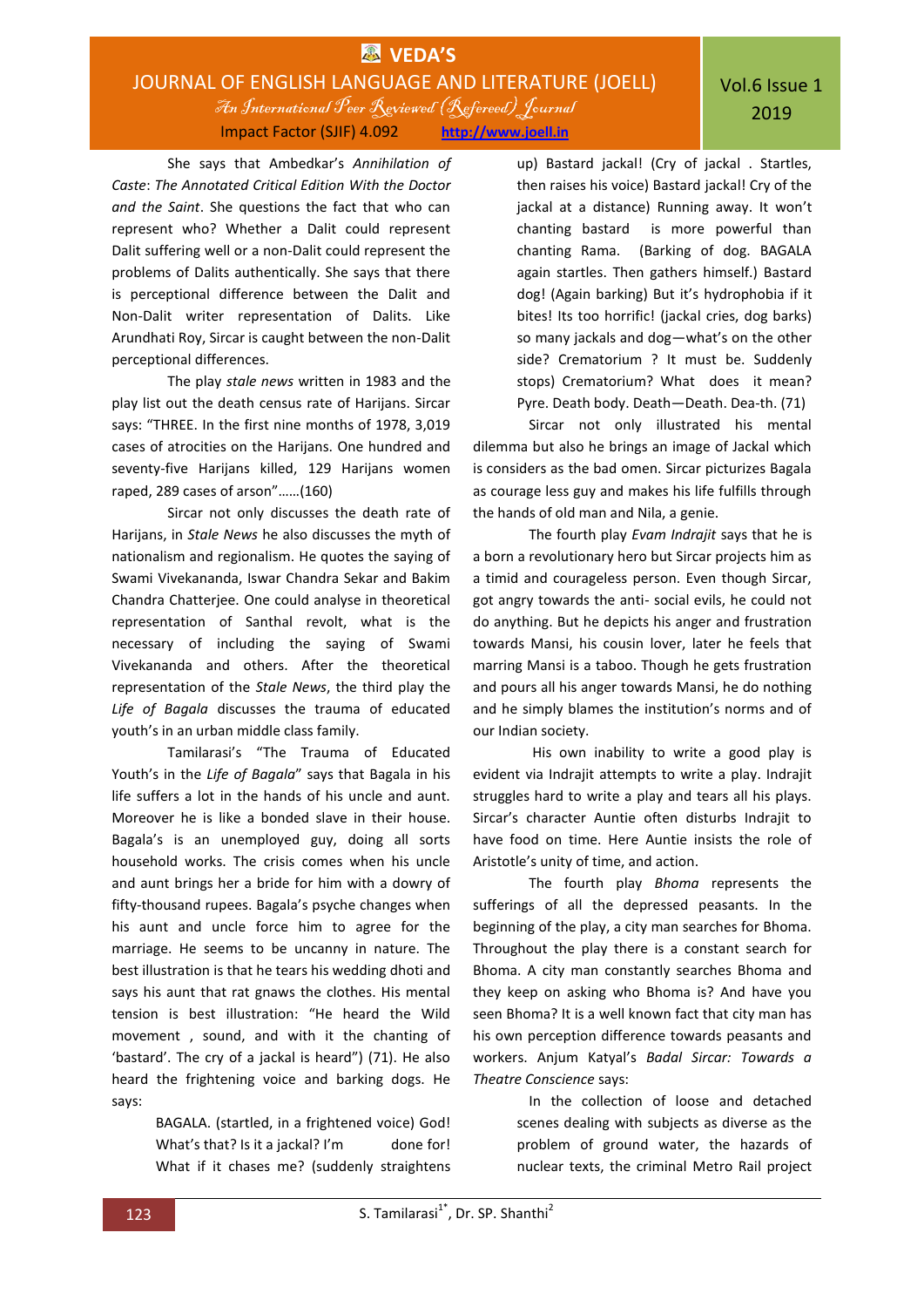She says that Ambedkar's *Annihilation of Caste*: *The Annotated Critical Edition With the Doctor and the Saint*. She questions the fact that who can represent who? Whether a Dalit could represent Dalit suffering well or a non-Dalit could represent the problems of Dalits authentically. She says that there is perceptional difference between the Dalit and Non-Dalit writer representation of Dalits. Like Arundhati Roy, Sircar is caught between the non-Dalit perceptional differences.

The play *stale news* written in 1983 and the play list out the death census rate of Harijans. Sircar says: "THREE. In the first nine months of 1978, 3,019 cases of atrocities on the Harijans. One hundred and seventy-five Harijans killed, 129 Harijans women raped, 289 cases of arson"……(160)

Sircar not only discusses the death rate of Harijans, in *Stale News* he also discusses the myth of nationalism and regionalism. He quotes the saying of Swami Vivekananda, Iswar Chandra Sekar and Bakim Chandra Chatterjee. One could analyse in theoretical representation of Santhal revolt, what is the necessary of including the saying of Swami Vivekananda and others. After the theoretical representation of the *Stale News*, the third play the *Life of Bagala* discusses the trauma of educated youth's in an urban middle class family.

Tamilarasi's "The Trauma of Educated Youth's in the *Life of Bagala*" says that Bagala in his life suffers a lot in the hands of his uncle and aunt. Moreover he is like a bonded slave in their house. Bagala's is an unemployed guy, doing all sorts household works. The crisis comes when his uncle and aunt brings her a bride for him with a dowry of fifty-thousand rupees. Bagala's psyche changes when his aunt and uncle force him to agree for the marriage. He seems to be uncanny in nature. The best illustration is that he tears his wedding dhoti and says his aunt that rat gnaws the clothes. His mental tension is best illustration: "He heard the Wild movement , sound, and with it the chanting of 'bastard'. The cry of a jackal is heard") (71). He also heard the frightening voice and barking dogs. He says:

> BAGALA. (startled, in a frightened voice) God! What's that? Is it a jackal? I'm done for! What if it chases me? (suddenly straightens up) Bastard jackal! (Cry of jackal . Startles, then raises his voice) Bastard jackal! Cry of the jackal at a distance) Running away. It won't chanting bastard is more powerful than chanting Rama. (Barking of dog. BAGALA again startles. Then gathers himself.) Bastard dog! (Again barking) But it's hydrophobia if it bites! Its too horrific! (jackal cries, dog barks) so many jackals and dog—what's on the other side? Crematorium ? It must be. Suddenly stops) Crematorium? What does it mean? Pyre. Death body. Death—Death. Dea-th. (71)

Sircar not only illustrated his mental dilemma but also he brings an image of Jackal which is considers as the bad omen. Sircar picturizes Bagala as courage less guy and makes his life fulfills through the hands of old man and Nila, a genie.

The fourth play *Evam Indrajit* says that he is a born a revolutionary hero but Sircar projects him as a timid and courageless person. Even though Sircar, got angry towards the anti- social evils, he could not do anything. But he depicts his anger and frustration towards Mansi, his cousin lover, later he feels that marring Mansi is a taboo. Though he gets frustration and pours all his anger towards Mansi, he do nothing and he simply blames the institution's norms and of our Indian society.

His own inability to write a good play is evident via Indrajit attempts to write a play. Indrajit struggles hard to write a play and tears all his plays. Sircar's character Auntie often disturbs Indrajit to have food on time. Here Auntie insists the role of Aristotle's unity of time, and action.

The fourth play *Bhoma* represents the sufferings of all the depressed peasants. In the beginning of the play, a city man searches for Bhoma. Throughout the play there is a constant search for Bhoma. A city man constantly searches Bhoma and they keep on asking who Bhoma is? And have you seen Bhoma? It is a well known fact that city man has his own perception difference towards peasants and workers. Anjum Katyal's *Badal Sircar: Towards a Theatre Conscience* says:

> In the collection of loose and detached scenes dealing with subjects as diverse as the problem of ground water, the hazards of nuclear texts, the criminal Metro Rail project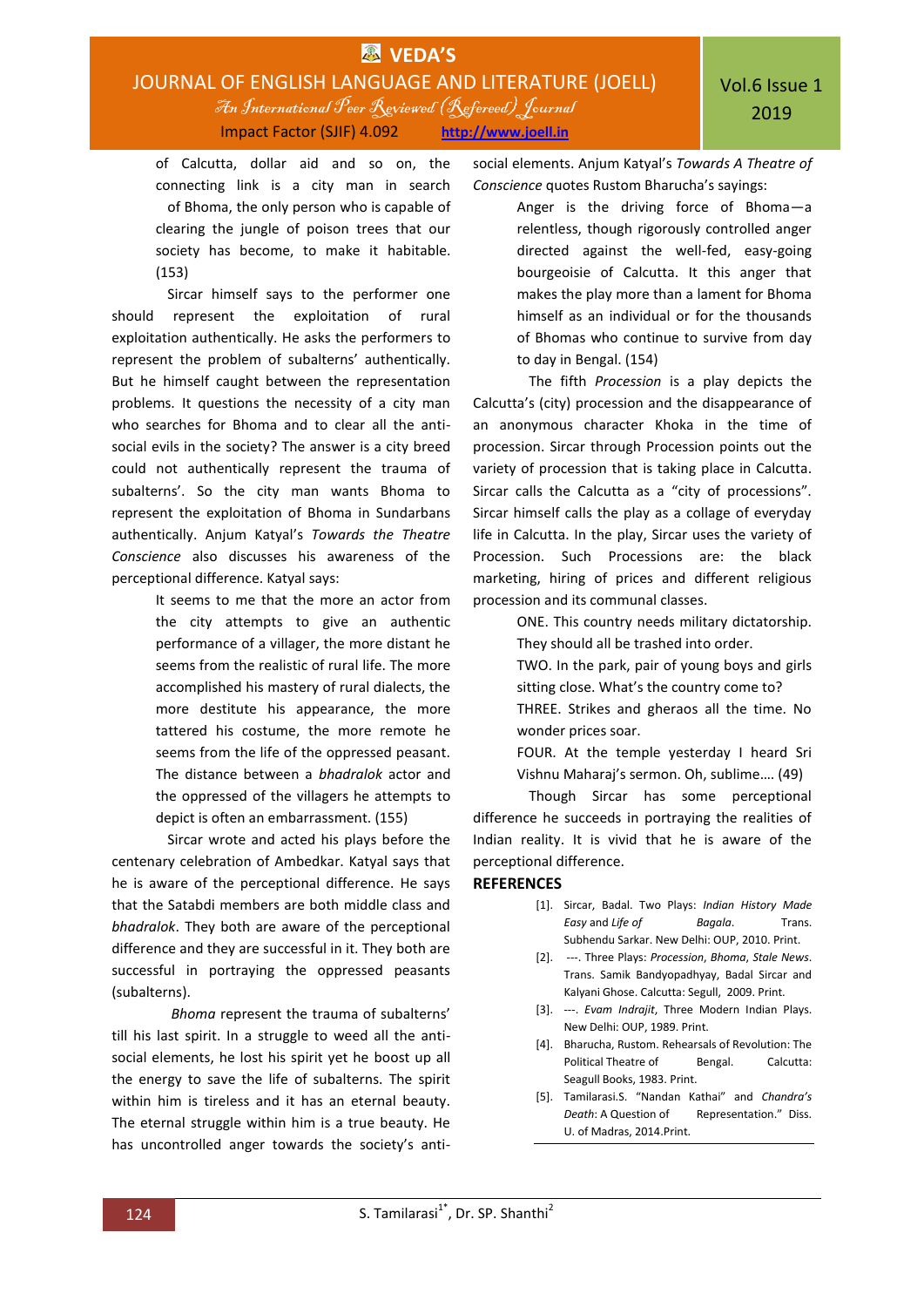of Calcutta, dollar aid and so on, the connecting link is a city man in search of Bhoma, the only person who is capable of clearing the jungle of poison trees that our society has become, to make it habitable. (153)

Sircar himself says to the performer one should represent the exploitation of rural exploitation authentically. He asks the performers to represent the problem of subalterns' authentically. But he himself caught between the representation problems. It questions the necessity of a city man who searches for Bhoma and to clear all the anti-social evils in the society? The answer is a city breed could not authentically represent the trauma of subalterns'. So the city man wants Bhoma to represent the exploitation of Bhoma in Sundarbans authentically. Anjum Katyal's *Towards the Theatre Conscience* also discusses his awareness of the perceptional difference. Katyal says:

> It seems to me that the more an actor from the city attempts to give an authentic performance of a villager, the more distant he seems from the realistic of rural life. The more accomplished his mastery of rural dialects, the more destitute his appearance, the more tattered his costume, the more remote he seems from the life of the oppressed peasant. The distance between a *bhadralok* actor and the oppressed of the villagers he attempts to depict is often an embarrassment. (155)

Sircar wrote and acted his plays before the centenary celebration of Ambedkar. Katyal says that he is aware of the perceptional difference. He says that the Satabdi members are both middle class and *bhadralok*. They both are aware of the perceptional difference and they are successful in it. They both are successful in portraying the oppressed peasants (subalterns).

*Bhoma* represent the trauma of subalterns' till his last spirit. In a struggle to weed all the anti-social elements, he lost his spirit yet he boost up all the energy to save the life of subalterns. The spirit within him is tireless and it has an eternal beauty. The eternal struggle within him is a true beauty. He has uncontrolled anger towards the society's anti-social elements. Anjum Katyal's *Towards A Theatre of Conscience* quotes Rustom Bharucha's sayings:

> Anger is the driving force of Bhoma—a relentless, though rigorously controlled anger directed against the well-fed, easy-going bourgeoisie of Calcutta. It this anger that makes the play more than a lament for Bhoma himself as an individual or for the thousands of Bhomas who continue to survive from day to day in Bengal. (154)

The fifth *Procession* is a play depicts the Calcutta's (city) procession and the disappearance of an anonymous character Khoka in the time of procession. Sircar through Procession points out the variety of procession that is taking place in Calcutta. Sircar calls the Calcutta as a "city of processions". Sircar himself calls the play as a collage of everyday life in Calcutta. In the play, Sircar uses the variety of Procession. Such Processions are: the black marketing, hiring of prices and different religious procession and its communal classes.

> ONE. This country needs military dictatorship. They should all be trashed into order.
> TWO. In the park, pair of young boys and girls sitting close. What's the country come to?
> THREE. Strikes and gheraos all the time. No wonder prices soar.
> FOUR. At the temple yesterday I heard Sri Vishnu Maharaj's sermon. Oh, sublime.... (49)

Though Sircar has some perceptional difference he succeeds in portraying the realities of Indian reality. It is vivid that he is aware of the perceptional difference.

## REFERENCES

[1]. Sircar, Badal. Two Plays: *Indian History Made Easy* and *Life of Bagala*. Trans. Subhendu Sarkar. New Delhi: OUP, 2010. Print.

[2]. ---. Three Plays: *Procession*, *Bhoma*, *Stale News*. Trans. Samik Bandyopadhyay, Badal Sircar and Kalyani Ghose. Calcutta: Segull, 2009. Print.

[3]. ---. *Evam Indrajit*, Three Modern Indian Plays. New Delhi: OUP, 1989. Print.

[4]. Bharucha, Rustom. Rehearsals of Revolution: The Political Theatre of Bengal. Calcutta: Seagull Books, 1983. Print.

[5]. Tamilarasi.S. "Nandan Kathai" and *Chandra's Death*: A Question of Representation." Diss. U. of Madras, 2014.Print.